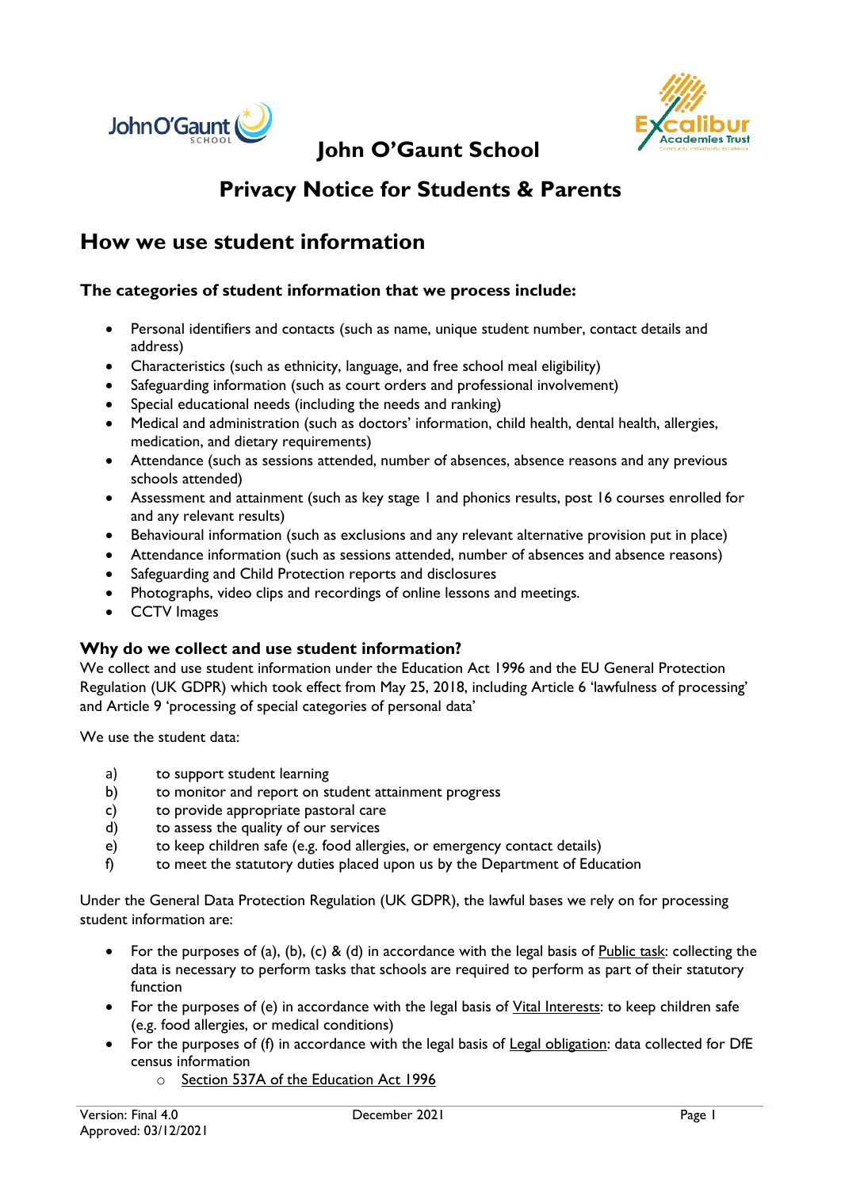# John O'Gaunt School

# Privacy Notice for Students & Parents

## How we use student information

### The categories of student information that we process include:

- Personal identifiers and contacts (such as name, unique student number, contact details and address)
- Characteristics (such as ethnicity, language, and free school meal eligibility)
- Safeguarding information (such as court orders and professional involvement)
- Special educational needs (including the needs and ranking)
- Medical and administration (such as doctors' information, child health, dental health, allergies, medication, and dietary requirements)
- Attendance (such as sessions attended, number of absences, absence reasons and any previous schools attended)
- Assessment and attainment (such as key stage 1 and phonics results, post 16 courses enrolled for and any relevant results)
- Behavioural information (such as exclusions and any relevant alternative provision put in place)
- Attendance information (such as sessions attended, number of absences and absence reasons)
- Safeguarding and Child Protection reports and disclosures
- Photographs, video clips and recordings of online lessons and meetings.
- CCTV Images

### Why do we collect and use student information?

We collect and use student information under the Education Act 1996 and the EU General Protection Regulation (UK GDPR) which took effect from May 25, 2018, including Article 6 'lawfulness of processing' and Article 9 'processing of special categories of personal data'

We use the student data:

a) to support student learning
b) to monitor and report on student attainment progress
c) to provide appropriate pastoral care
d) to assess the quality of our services
e) to keep children safe (e.g. food allergies, or emergency contact details)
f) to meet the statutory duties placed upon us by the Department of Education

Under the General Data Protection Regulation (UK GDPR), the lawful bases we rely on for processing student information are:

- For the purposes of (a), (b), (c) & (d) in accordance with the legal basis of Public task: collecting the data is necessary to perform tasks that schools are required to perform as part of their statutory function
- For the purposes of (e) in accordance with the legal basis of Vital Interests: to keep children safe (e.g. food allergies, or medical conditions)
- For the purposes of (f) in accordance with the legal basis of Legal obligation: data collected for DfE census information
    - Section 537A of the Education Act 1996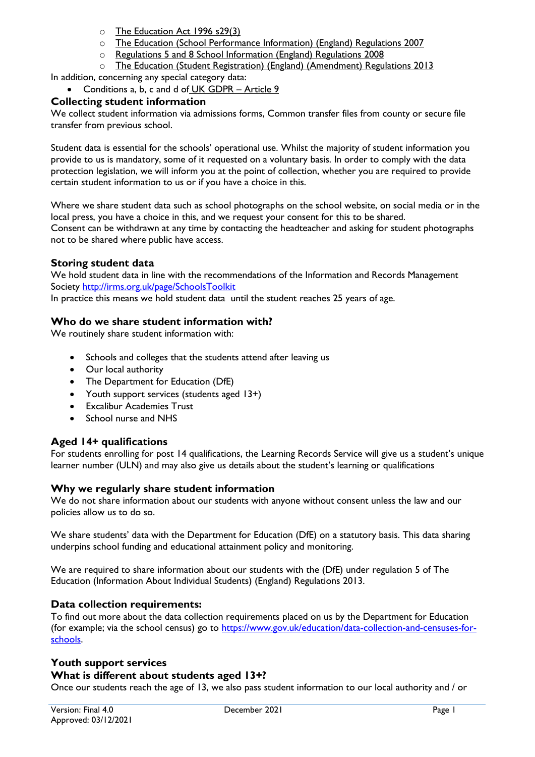- The Education Act 1996 s29(3)
  - The Education (School Performance Information) (England) Regulations 2007
  - Regulations 5 and 8 School Information (England) Regulations 2008
  - The Education (Student Registration) (England) (Amendment) Regulations 2013

In addition, concerning any special category data:

- Conditions a, b, c and d of UK GDPR – Article 9

## Collecting student information

We collect student information via admissions forms, Common transfer files from county or secure file transfer from previous school.

Student data is essential for the schools' operational use. Whilst the majority of student information you provide to us is mandatory, some of it requested on a voluntary basis. In order to comply with the data protection legislation, we will inform you at the point of collection, whether you are required to provide certain student information to us or if you have a choice in this.

Where we share student data such as school photographs on the school website, on social media or in the local press, you have a choice in this, and we request your consent for this to be shared.
Consent can be withdrawn at any time by contacting the headteacher and asking for student photographs not to be shared where public have access.

## Storing student data

We hold student data in line with the recommendations of the Information and Records Management Society http://irms.org.uk/page/SchoolsToolkit
In practice this means we hold student data until the student reaches 25 years of age.

## Who do we share student information with?

We routinely share student information with:

- Schools and colleges that the students attend after leaving us
- Our local authority
- The Department for Education (DfE)
- Youth support services (students aged 13+)
- Excalibur Academies Trust
- School nurse and NHS

## Aged 14+ qualifications

For students enrolling for post 14 qualifications, the Learning Records Service will give us a student's unique learner number (ULN) and may also give us details about the student's learning or qualifications

## Why we regularly share student information

We do not share information about our students with anyone without consent unless the law and our policies allow us to do so.

We share students' data with the Department for Education (DfE) on a statutory basis. This data sharing underpins school funding and educational attainment policy and monitoring.

We are required to share information about our students with the (DfE) under regulation 5 of The Education (Information About Individual Students) (England) Regulations 2013.

## Data collection requirements:

To find out more about the data collection requirements placed on us by the Department for Education (for example; via the school census) go to https://www.gov.uk/education/data-collection-and-censuses-for-schools.

## Youth support services

### What is different about students aged 13+?

Once our students reach the age of 13, we also pass student information to our local authority and / or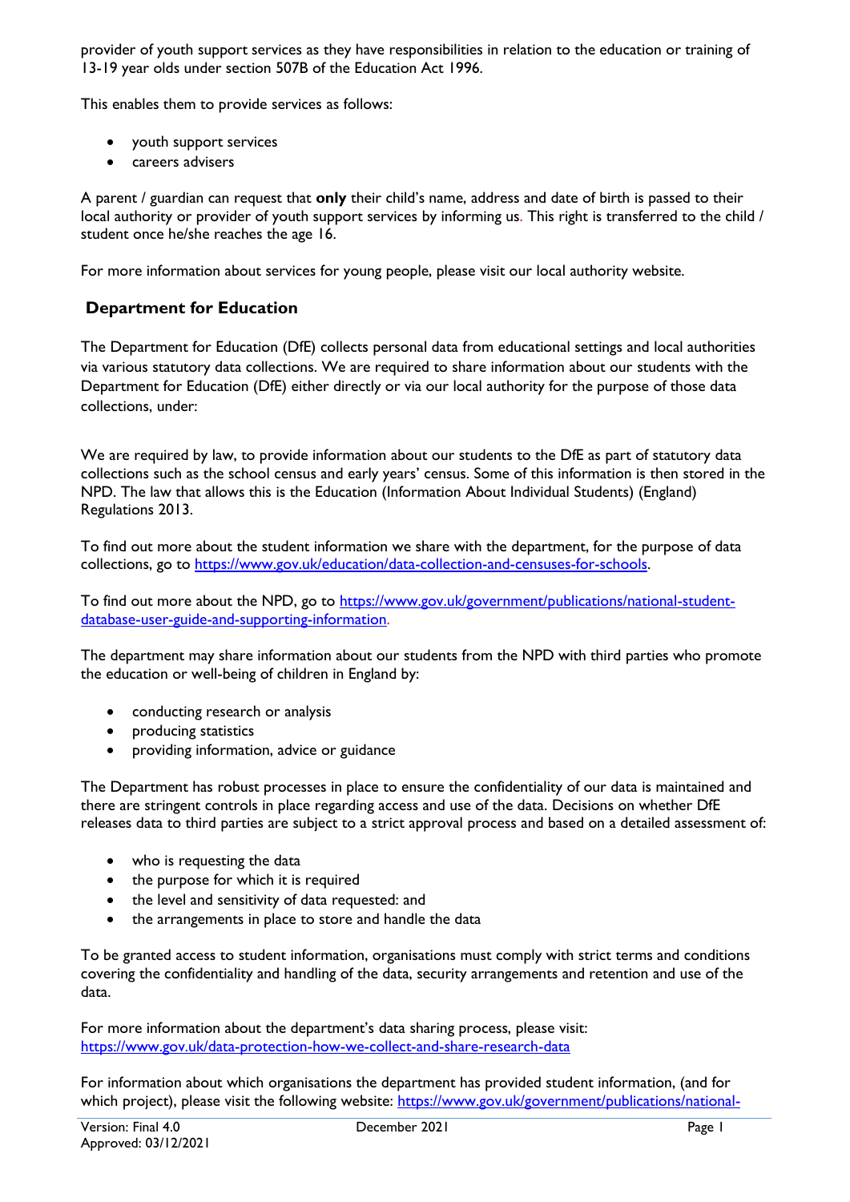provider of youth support services as they have responsibilities in relation to the education or training of 13-19 year olds under section 507B of the Education Act 1996.

This enables them to provide services as follows:

- youth support services
- careers advisers

A parent / guardian can request that **only** their child's name, address and date of birth is passed to their local authority or provider of youth support services by informing us. This right is transferred to the child / student once he/she reaches the age 16.

For more information about services for young people, please visit our local authority website.

## Department for Education

The Department for Education (DfE) collects personal data from educational settings and local authorities via various statutory data collections. We are required to share information about our students with the Department for Education (DfE) either directly or via our local authority for the purpose of those data collections, under:

We are required by law, to provide information about our students to the DfE as part of statutory data collections such as the school census and early years' census. Some of this information is then stored in the NPD. The law that allows this is the Education (Information About Individual Students) (England) Regulations 2013.

To find out more about the student information we share with the department, for the purpose of data collections, go to https://www.gov.uk/education/data-collection-and-censuses-for-schools.

To find out more about the NPD, go to https://www.gov.uk/government/publications/national-student-database-user-guide-and-supporting-information.

The department may share information about our students from the NPD with third parties who promote the education or well-being of children in England by:

- conducting research or analysis
- producing statistics
- providing information, advice or guidance

The Department has robust processes in place to ensure the confidentiality of our data is maintained and there are stringent controls in place regarding access and use of the data. Decisions on whether DfE releases data to third parties are subject to a strict approval process and based on a detailed assessment of:

- who is requesting the data
- the purpose for which it is required
- the level and sensitivity of data requested: and
- the arrangements in place to store and handle the data

To be granted access to student information, organisations must comply with strict terms and conditions covering the confidentiality and handling of the data, security arrangements and retention and use of the data.

For more information about the department's data sharing process, please visit: https://www.gov.uk/data-protection-how-we-collect-and-share-research-data

For information about which organisations the department has provided student information, (and for which project), please visit the following website: https://www.gov.uk/government/publications/national-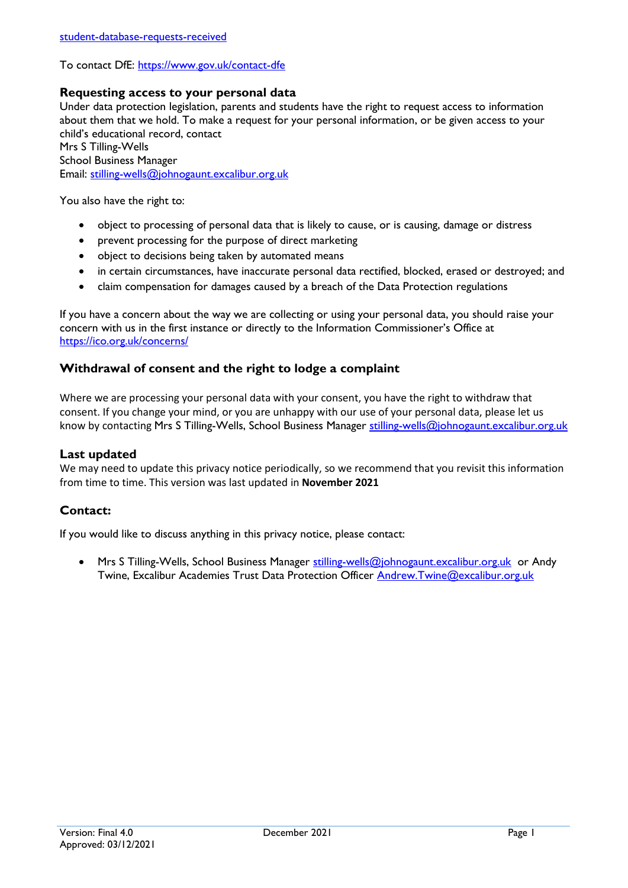student-database-requests-received

To contact DfE: https://www.gov.uk/contact-dfe

### Requesting access to your personal data

Under data protection legislation, parents and students have the right to request access to information about them that we hold. To make a request for your personal information, or be given access to your child's educational record, contact
Mrs S Tilling-Wells
School Business Manager
Email: stilling-wells@johnogaunt.excalibur.org.uk

You also have the right to:

- object to processing of personal data that is likely to cause, or is causing, damage or distress
- prevent processing for the purpose of direct marketing
- object to decisions being taken by automated means
- in certain circumstances, have inaccurate personal data rectified, blocked, erased or destroyed; and
- claim compensation for damages caused by a breach of the Data Protection regulations

If you have a concern about the way we are collecting or using your personal data, you should raise your concern with us in the first instance or directly to the Information Commissioner's Office at https://ico.org.uk/concerns/

### Withdrawal of consent and the right to lodge a complaint

Where we are processing your personal data with your consent, you have the right to withdraw that consent. If you change your mind, or you are unhappy with our use of your personal data, please let us know by contacting Mrs S Tilling-Wells, School Business Manager stilling-wells@johnogaunt.excalibur.org.uk

### Last updated

We may need to update this privacy notice periodically, so we recommend that you revisit this information from time to time. This version was last updated in **November 2021**

### Contact:

If you would like to discuss anything in this privacy notice, please contact:

- Mrs S Tilling-Wells, School Business Manager stilling-wells@johnogaunt.excalibur.org.uk or Andy Twine, Excalibur Academies Trust Data Protection Officer Andrew.Twine@excalibur.org.uk